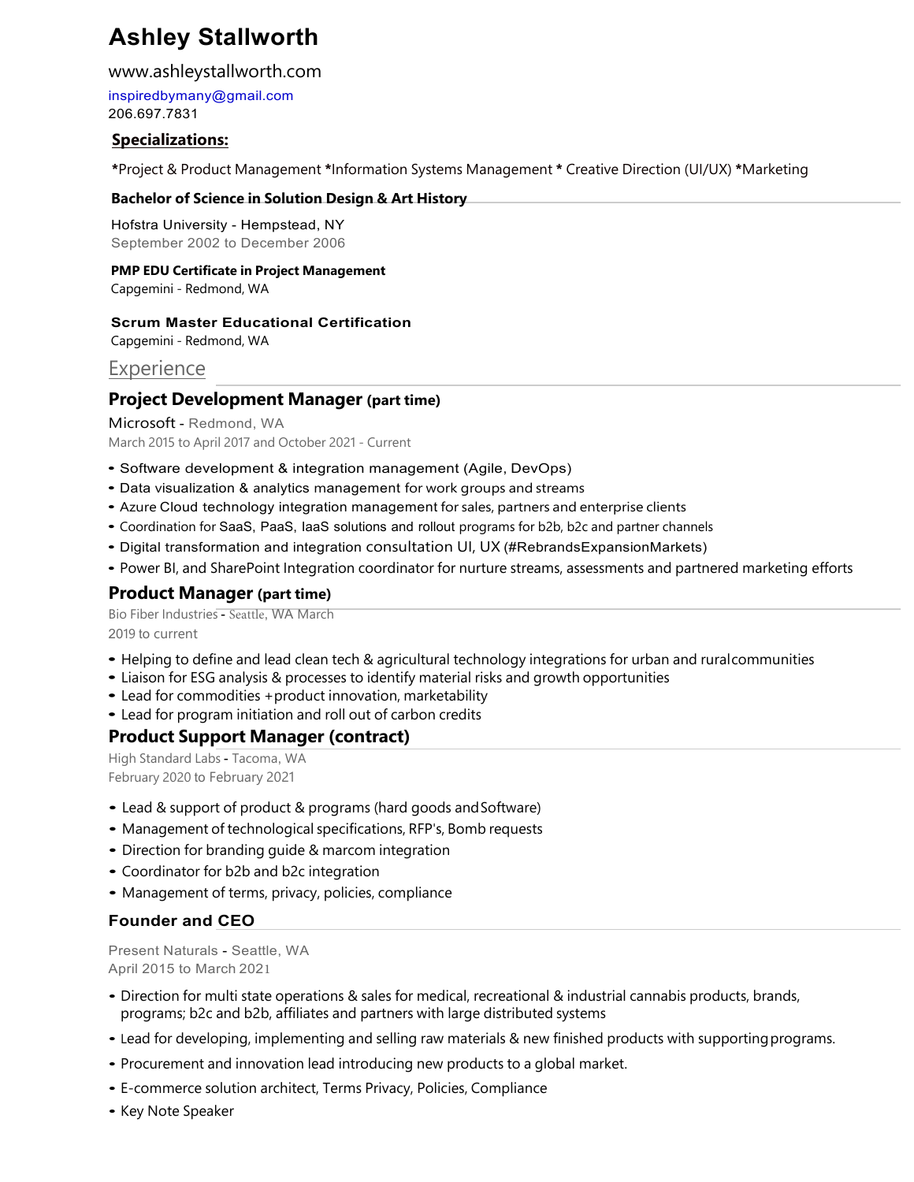# Ashley Stallworth

www.ashleystallworth.com

inspiredbymany@gmail.com

206.697.7831

## Specializations:

*Project & Product Management *Information Systems Management * Creative Direction (UI/UX) *Marketing

### Bachelor of Science in Solution Design & Art History

Hofstra University - Hempstead, NY
September 2002 to December 2006

**PMP EDU Certificate in Project Management**
Capgemini - Redmond, WA

**Scrum Master Educational Certification**
Capgemini - Redmond, WA

## Experience

### Project Development Manager (part time)

Microsoft - Redmond, WA
March 2015 to April 2017 and October 2021 - Current

- Software development & integration management (Agile, DevOps)
- Data visualization & analytics management for work groups and streams
- Azure Cloud technology integration management for sales, partners and enterprise clients
- Coordination for SaaS, PaaS, IaaS solutions and rollout programs for b2b, b2c and partner channels
- Digital transformation and integration consultation UI, UX (#RebrandsExpansionMarkets)
- Power BI, and SharePoint Integration coordinator for nurture streams, assessments and partnered marketing efforts

### Product Manager (part time)

Bio Fiber Industries - Seattle, WA March
2019 to current

- Helping to define and lead clean tech & agricultural technology integrations for urban and ruralcommunities
- Liaison for ESG analysis & processes to identify material risks and growth opportunities
- Lead for commodities +product innovation, marketability
- Lead for program initiation and roll out of carbon credits

### Product Support Manager (contract)

High Standard Labs - Tacoma, WA
February 2020 to February 2021

- Lead & support of product & programs (hard goods andSoftware)
- Management of technological specifications, RFP's, Bomb requests
- Direction for branding guide & marcom integration
- Coordinator for b2b and b2c integration
- Management of terms, privacy, policies, compliance

### Founder and CEO

Present Naturals - Seattle, WA
April 2015 to March 2021

- Direction for multi state operations & sales for medical, recreational & industrial cannabis products, brands, programs; b2c and b2b, affiliates and partners with large distributed systems
- Lead for developing, implementing and selling raw materials & new finished products with supportingprograms.
- Procurement and innovation lead introducing new products to a global market.
- E-commerce solution architect, Terms Privacy, Policies, Compliance
- Key Note Speaker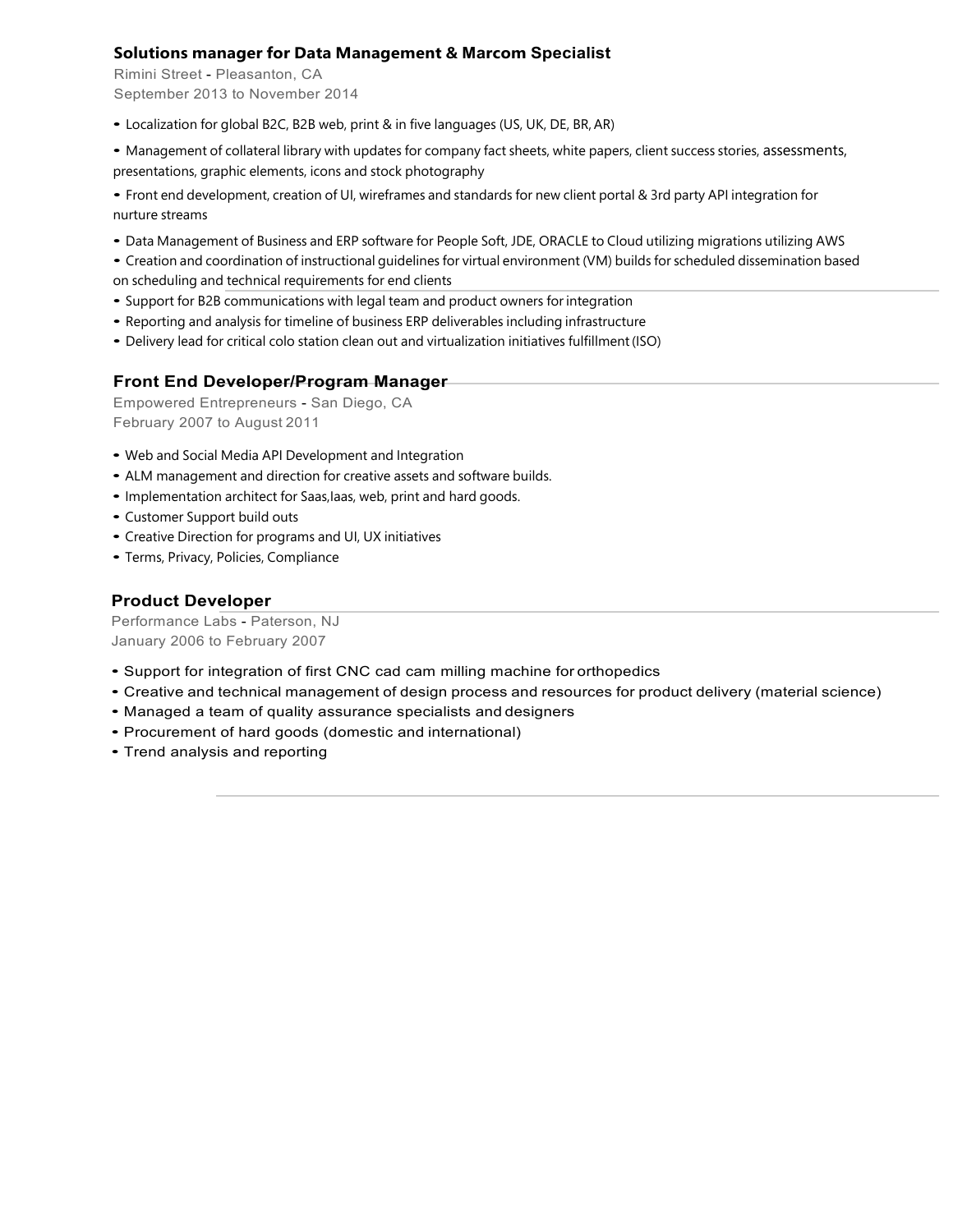### Solutions manager for Data Management & Marcom Specialist

Rimini Street - Pleasanton, CA
September 2013 to November 2014

- Localization for global B2C, B2B web, print & in five languages (US, UK, DE, BR, AR)
- Management of collateral library with updates for company fact sheets, white papers, client success stories, assessments, presentations, graphic elements, icons and stock photography
- Front end development, creation of UI, wireframes and standards for new client portal & 3rd party API integration for nurture streams
- Data Management of Business and ERP software for People Soft, JDE, ORACLE to Cloud utilizing migrations utilizing AWS
- Creation and coordination of instructional guidelines for virtual environment (VM) builds for scheduled dissemination based on scheduling and technical requirements for end clients
- Support for B2B communications with legal team and product owners for integration
- Reporting and analysis for timeline of business ERP deliverables including infrastructure
- Delivery lead for critical colo station clean out and virtualization initiatives fulfillment (ISO)

### Front End Developer/Program Manager

Empowered Entrepreneurs - San Diego, CA
February 2007 to August 2011

- Web and Social Media API Development and Integration
- ALM management and direction for creative assets and software builds.
- Implementation architect for Saas,Iaas, web, print and hard goods.
- Customer Support build outs
- Creative Direction for programs and UI, UX initiatives
- Terms, Privacy, Policies, Compliance

### Product Developer

Performance Labs - Paterson, NJ
January 2006 to February 2007

- Support for integration of first CNC cad cam milling machine for orthopedics
- Creative and technical management of design process and resources for product delivery (material science)
- Managed a team of quality assurance specialists and designers
- Procurement of hard goods (domestic and international)
- Trend analysis and reporting